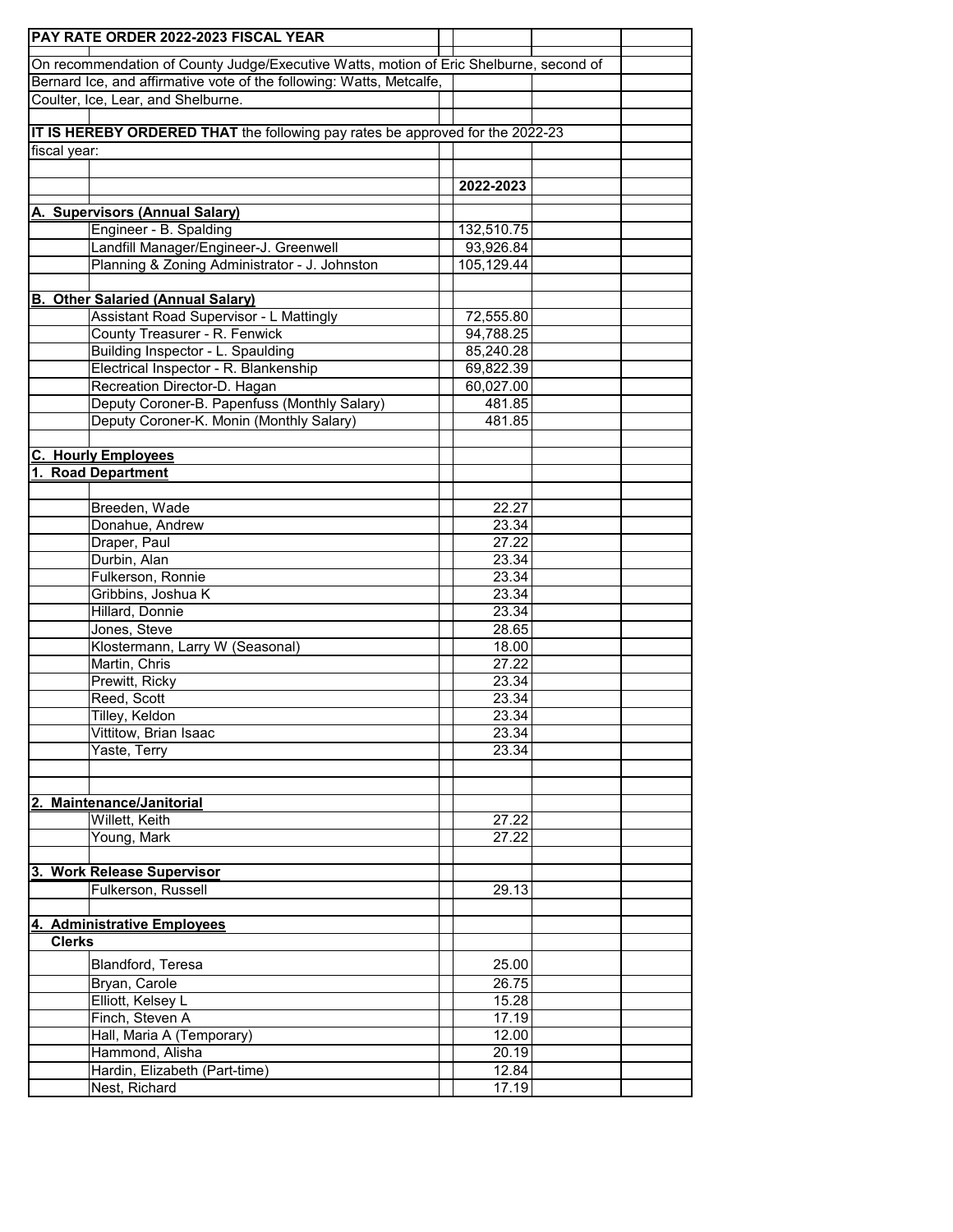# PAY RATE ORDER 2022-2023 FISCAL YEAR

On recommendation of County Judge/Executive Watts, motion of Eric Shelburne, second of Bernard Ice, and affirmative vote of the following: Watts, Metcalfe, Coulter, Ice, Lear, and Shelburne.

**IT IS HEREBY ORDERED THAT** the following pay rates be approved for the 2022-23 fiscal year:

| | | 2022-2023 |
|---|---|---|
| **A. Supervisors (Annual Salary)** | | |
| | Engineer - B. Spalding | 132,510.75 |
| | Landfill Manager/Engineer-J. Greenwell | 93,926.84 |
| | Planning & Zoning Administrator - J. Johnston | 105,129.44 |
| **B. Other Salaried (Annual Salary)** | | |
| | Assistant Road Supervisor - L Mattingly | 72,555.80 |
| | County Treasurer - R. Fenwick | 94,788.25 |
| | Building Inspector - L. Spaulding | 85,240.28 |
| | Electrical Inspector - R. Blankenship | 69,822.39 |
| | Recreation Director-D. Hagan | 60,027.00 |
| | Deputy Coroner-B. Papenfuss (Monthly Salary) | 481.85 |
| | Deputy Coroner-K. Monin (Monthly Salary) | 481.85 |
| **C. Hourly Employees** | | |
| **1. Road Department** | | |
| | Breeden, Wade | 22.27 |
| | Donahue, Andrew | 23.34 |
| | Draper, Paul | 27.22 |
| | Durbin, Alan | 23.34 |
| | Fulkerson, Ronnie | 23.34 |
| | Gribbins, Joshua K | 23.34 |
| | Hillard, Donnie | 23.34 |
| | Jones, Steve | 28.65 |
| | Klostermann, Larry W (Seasonal) | 18.00 |
| | Martin, Chris | 27.22 |
| | Prewitt, Ricky | 23.34 |
| | Reed, Scott | 23.34 |
| | Tilley, Keldon | 23.34 |
| | Vittitow, Brian Isaac | 23.34 |
| | Yaste, Terry | 23.34 |
| **2. Maintenance/Janitorial** | | |
| | Willett, Keith | 27.22 |
| | Young, Mark | 27.22 |
| **3. Work Release Supervisor** | | |
| | Fulkerson, Russell | 29.13 |
| **4. Administrative Employees** | | |
| **Clerks** | | |
| | Blandford, Teresa | 25.00 |
| | Bryan, Carole | 26.75 |
| | Elliott, Kelsey L | 15.28 |
| | Finch, Steven A | 17.19 |
| | Hall, Maria A (Temporary) | 12.00 |
| | Hammond, Alisha | 20.19 |
| | Hardin, Elizabeth (Part-time) | 12.84 |
| | Nest, Richard | 17.19 |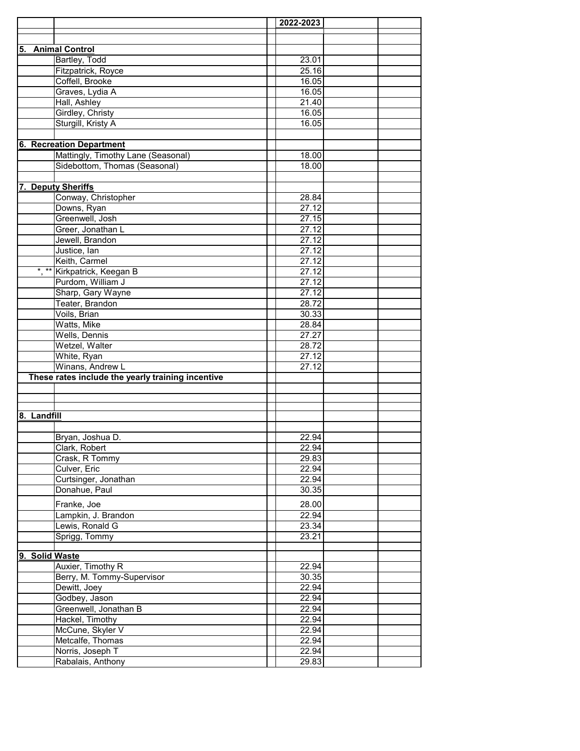| | | | 2022-2023 | | |
|---|---|---|---|---|---|
| **5. Animal Control** | | | | | |
| | Bartley, Todd | | 23.01 | | |
| | Fitzpatrick, Royce | | 25.16 | | |
| | Coffell, Brooke | | 16.05 | | |
| | Graves, Lydia A | | 16.05 | | |
| | Hall, Ashley | | 21.40 | | |
| | Girdley, Christy | | 16.05 | | |
| | Sturgill, Kristy A | | 16.05 | | |
| | | | | | |
| **6. Recreation Department** | | | | | |
| | Mattingly, Timothy Lane (Seasonal) | | 18.00 | | |
| | Sidebottom, Thomas (Seasonal) | | 18.00 | | |
| | | | | | |
| **7. Deputy Sheriffs** | | | | | |
| | Conway, Christopher | | 28.84 | | |
| | Downs, Ryan | | 27.12 | | |
| | Greenwell, Josh | | 27.15 | | |
| | Greer, Jonathan L | | 27.12 | | |
| | Jewell, Brandon | | 27.12 | | |
| | Justice, Ian | | 27.12 | | |
| | Keith, Carmel | | 27.12 | | |
| *, ** | Kirkpatrick, Keegan B | | 27.12 | | |
| | Purdom, William J | | 27.12 | | |
| | Sharp, Gary Wayne | | 27.12 | | |
| | Teater, Brandon | | 28.72 | | |
| | Voils, Brian | | 30.33 | | |
| | Watts, Mike | | 28.84 | | |
| | Wells, Dennis | | 27.27 | | |
| | Wetzel, Walter | | 28.72 | | |
| | White, Ryan | | 27.12 | | |
| | Winans, Andrew L | | 27.12 | | |
| **These rates include the yearly training incentive** | | | | | |
| | | | | | |
| **8. Landfill** | | | | | |
| | | | | | |
| | Bryan, Joshua D. | | 22.94 | | |
| | Clark, Robert | | 22.94 | | |
| | Crask, R Tommy | | 29.83 | | |
| | Culver, Eric | | 22.94 | | |
| | Curtsinger, Jonathan | | 22.94 | | |
| | Donahue, Paul | | 30.35 | | |
| | Franke, Joe | | 28.00 | | |
| | Lampkin, J. Brandon | | 22.94 | | |
| | Lewis, Ronald G | | 23.34 | | |
| | Sprigg, Tommy | | 23.21 | | |
| | | | | | |
| **9. Solid Waste** | | | | | |
| | Auxier, Timothy R | | 22.94 | | |
| | Berry, M. Tommy-Supervisor | | 30.35 | | |
| | Dewitt, Joey | | 22.94 | | |
| | Godbey, Jason | | 22.94 | | |
| | Greenwell, Jonathan B | | 22.94 | | |
| | Hackel, Timothy | | 22.94 | | |
| | McCune, Skyler V | | 22.94 | | |
| | Metcalfe, Thomas | | 22.94 | | |
| | Norris, Joseph T | | 22.94 | | |
| | Rabalais, Anthony | | 29.83 | | |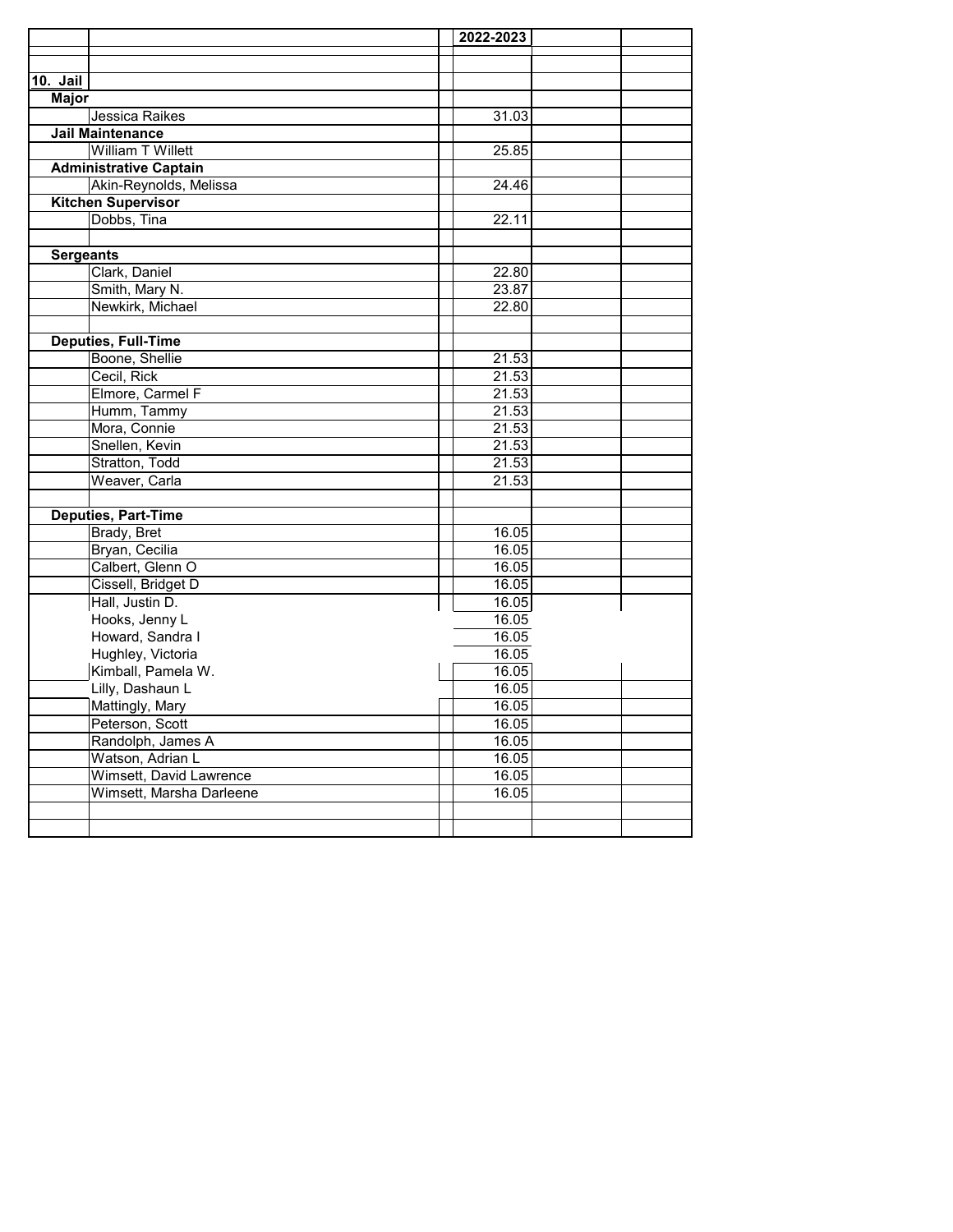| | | | 2022-2023 | | |
|---|---|---|---|---|---|
| | | | | | |
| **10. Jail** | | | | | |
| **Major** | | | | | |
| | Jessica Raikes | | 31.03 | | |
| **Jail Maintenance** | | | | | |
| | William T Willett | | 25.85 | | |
| **Administrative Captain** | | | | | |
| | Akin-Reynolds, Melissa | | 24.46 | | |
| **Kitchen Supervisor** | | | | | |
| | Dobbs, Tina | | 22.11 | | |
| | | | | | |
| **Sergeants** | | | | | |
| | Clark, Daniel | | 22.80 | | |
| | Smith, Mary N. | | 23.87 | | |
| | Newkirk, Michael | | 22.80 | | |
| | | | | | |
| **Deputies, Full-Time** | | | | | |
| | Boone, Shellie | | 21.53 | | |
| | Cecil, Rick | | 21.53 | | |
| | Elmore, Carmel F | | 21.53 | | |
| | Humm, Tammy | | 21.53 | | |
| | Mora, Connie | | 21.53 | | |
| | Snellen, Kevin | | 21.53 | | |
| | Stratton, Todd | | 21.53 | | |
| | Weaver, Carla | | 21.53 | | |
| | | | | | |
| **Deputies, Part-Time** | | | | | |
| | Brady, Bret | | 16.05 | | |
| | Bryan, Cecilia | | 16.05 | | |
| | Calbert, Glenn O | | 16.05 | | |
| | Cissell, Bridget D | | 16.05 | | |
| | Hall, Justin D. | | 16.05 | | |
| | Hooks, Jenny L | | 16.05 | | |
| | Howard, Sandra I | | 16.05 | | |
| | Hughley, Victoria | | 16.05 | | |
| | Kimball, Pamela W. | | 16.05 | | |
| | Lilly, Dashaun L | | 16.05 | | |
| | Mattingly, Mary | | 16.05 | | |
| | Peterson, Scott | | 16.05 | | |
| | Randolph, James A | | 16.05 | | |
| | Watson, Adrian L | | 16.05 | | |
| | Wimsett, David Lawrence | | 16.05 | | |
| | Wimsett, Marsha Darleene | | 16.05 | | |
| | | | | | |
| | | | | | |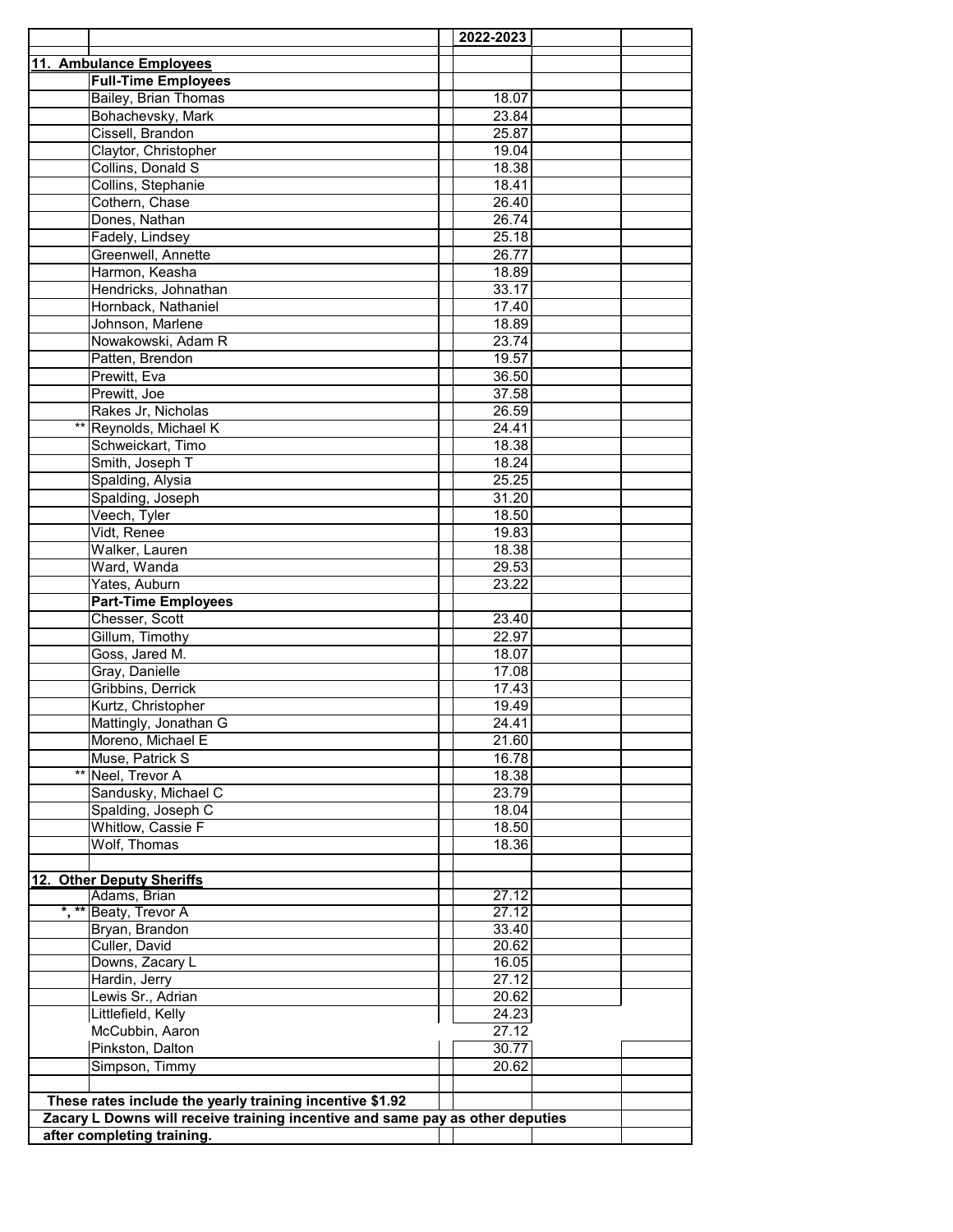| | | 2022-2023 | | |
|---|---|---|---|---|
| **11. Ambulance Employees** | | | | |
| | **Full-Time Employees** | | | |
| | Bailey, Brian Thomas | 18.07 | | |
| | Bohachevsky, Mark | 23.84 | | |
| | Cissell, Brandon | 25.87 | | |
| | Claytor, Christopher | 19.04 | | |
| | Collins, Donald S | 18.38 | | |
| | Collins, Stephanie | 18.41 | | |
| | Cothern, Chase | 26.40 | | |
| | Dones, Nathan | 26.74 | | |
| | Fadely, Lindsey | 25.18 | | |
| | Greenwell, Annette | 26.77 | | |
| | Harmon, Keasha | 18.89 | | |
| | Hendricks, Johnathan | 33.17 | | |
| | Hornback, Nathaniel | 17.40 | | |
| | Johnson, Marlene | 18.89 | | |
| | Nowakowski, Adam R | 23.74 | | |
| | Patten, Brendon | 19.57 | | |
| | Prewitt, Eva | 36.50 | | |
| | Prewitt, Joe | 37.58 | | |
| | Rakes Jr, Nicholas | 26.59 | | |
| ** | Reynolds, Michael K | 24.41 | | |
| | Schweickart, Timo | 18.38 | | |
| | Smith, Joseph T | 18.24 | | |
| | Spalding, Alysia | 25.25 | | |
| | Spalding, Joseph | 31.20 | | |
| | Veech, Tyler | 18.50 | | |
| | Vidt, Renee | 19.83 | | |
| | Walker, Lauren | 18.38 | | |
| | Ward, Wanda | 29.53 | | |
| | Yates, Auburn | 23.22 | | |
| | **Part-Time Employees** | | | |
| | Chesser, Scott | 23.40 | | |
| | Gillum, Timothy | 22.97 | | |
| | Goss, Jared M. | 18.07 | | |
| | Gray, Danielle | 17.08 | | |
| | Gribbins, Derrick | 17.43 | | |
| | Kurtz, Christopher | 19.49 | | |
| | Mattingly, Jonathan G | 24.41 | | |
| | Moreno, Michael E | 21.60 | | |
| | Muse, Patrick S | 16.78 | | |
| ** | Neel, Trevor A | 18.38 | | |
| | Sandusky, Michael C | 23.79 | | |
| | Spalding, Joseph C | 18.04 | | |
| | Whitlow, Cassie F | 18.50 | | |
| | Wolf, Thomas | 18.36 | | |
| | | | | |
| **12. Other Deputy Sheriffs** | | | | |
| | Adams, Brian | 27.12 | | |
| *, ** | Beaty, Trevor A | 27.12 | | |
| | Bryan, Brandon | 33.40 | | |
| | Culler, David | 20.62 | | |
| | Downs, Zacary L | 16.05 | | |
| | Hardin, Jerry | 27.12 | | |
| | Lewis Sr., Adrian | 20.62 | | |
| | Littlefield, Kelly | 24.23 | | |
| | McCubbin, Aaron | 27.12 | | |
| | Pinkston, Dalton | 30.77 | | |
| | Simpson, Timmy | 20.62 | | |
| | | | | |
| **These rates include the yearly training incentive $1.92** | | | | |
| **Zacary L Downs will receive training incentive and same pay as other deputies after completing training.** | | | | |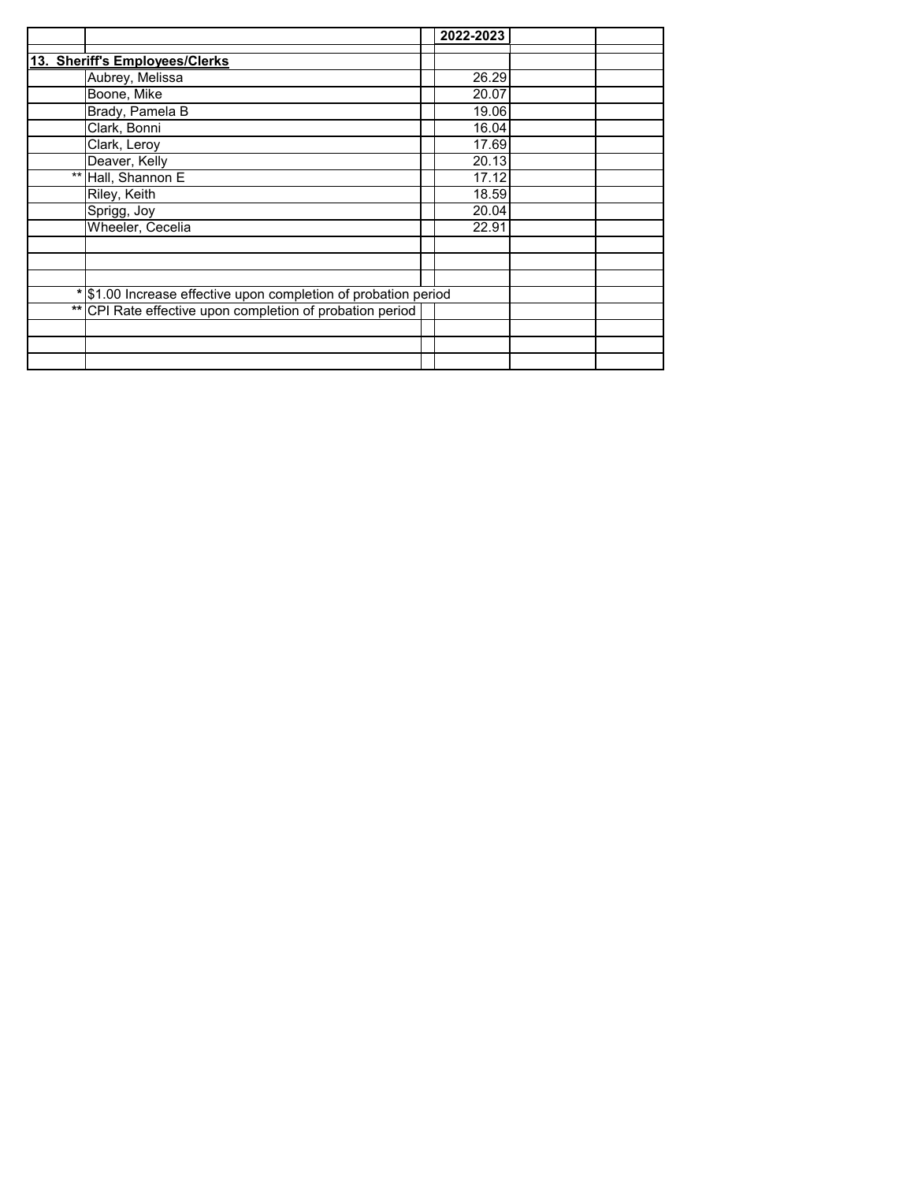| | | | 2022-2023 | | |
|---|---|---|---|---|---|
| **13. Sheriff's Employees/Clerks** | | | | | |
| | Aubrey, Melissa | | 26.29 | | |
| | Boone, Mike | | 20.07 | | |
| | Brady, Pamela B | | 19.06 | | |
| | Clark, Bonni | | 16.04 | | |
| | Clark, Leroy | | 17.69 | | |
| | Deaver, Kelly | | 20.13 | | |
| ** | Hall, Shannon E | | 17.12 | | |
| | Riley, Keith | | 18.59 | | |
| | Sprigg, Joy | | 20.04 | | |
| | Wheeler, Cecelia | | 22.91 | | |
| | | | | | |
| | | | | | |
| | | | | | |
| * | $1.00 Increase effective upon completion of probation period | | | | |
| ** | CPI Rate effective upon completion of probation period | | | | |
| | | | | | |
| | | | | | |
| | | | | | |